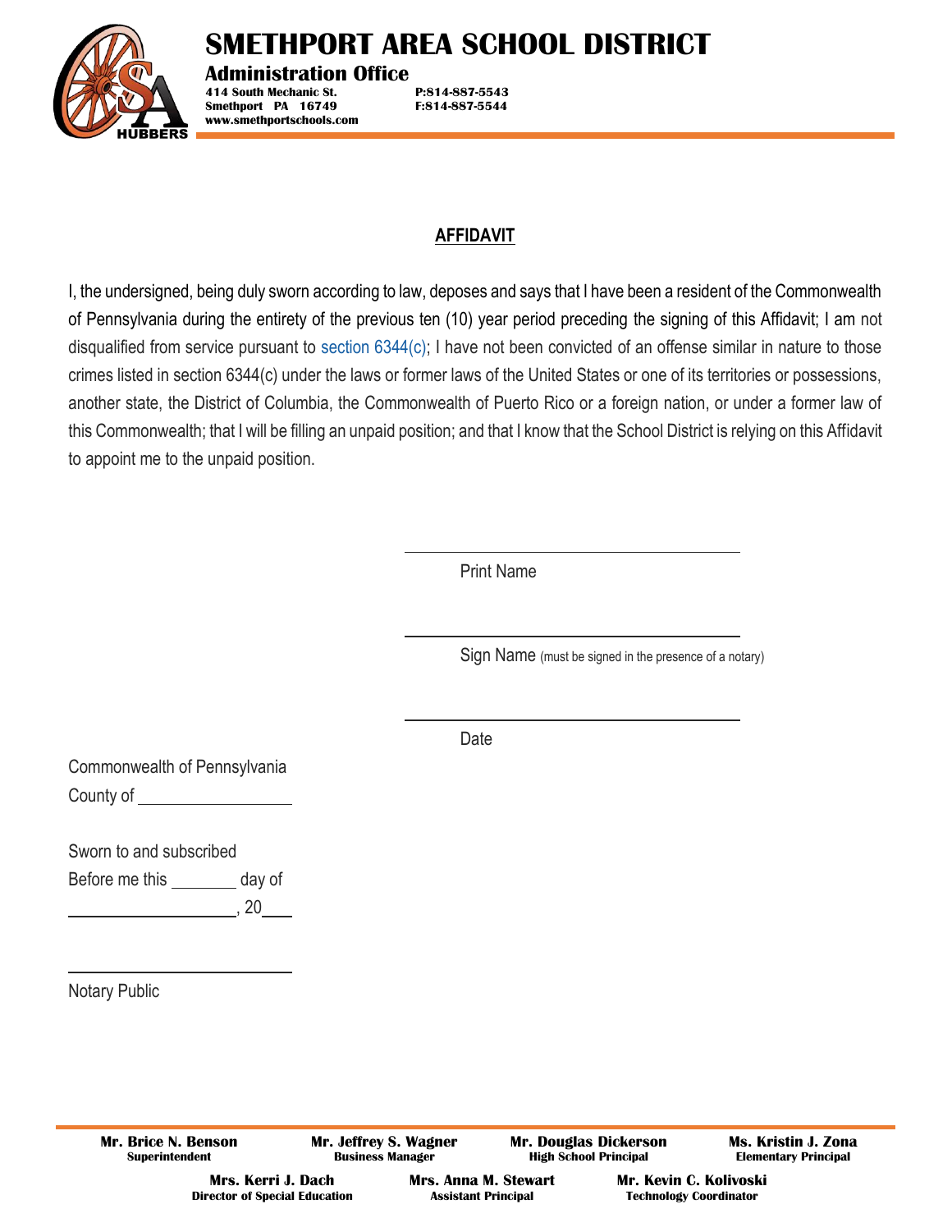# SMETHPORT AREA SCHOOL DISTRICT

**Administration Office**

**414 South Mechanic St.**
**Smethport PA 16749**
**www.smethportschools.com**

**P:814-887-5543**
**F:814-887-5544**

## AFFIDAVIT

I, the undersigned, being duly sworn according to law, deposes and says that I have been a resident of the Commonwealth of Pennsylvania during the entirety of the previous ten (10) year period preceding the signing of this Affidavit; I am not disqualified from service pursuant to section 6344(c); I have not been convicted of an offense similar in nature to those crimes listed in section 6344(c) under the laws or former laws of the United States or one of its territories or possessions, another state, the District of Columbia, the Commonwealth of Puerto Rico or a foreign nation, or under a former law of this Commonwealth; that I will be filling an unpaid position; and that I know that the School District is relying on this Affidavit to appoint me to the unpaid position.

\_\_\_\_\_\_\_\_\_\_\_\_\_\_\_\_\_\_\_\_\_\_\_\_\_\_\_\_\_\_\_\_\_\_\_\_
Print Name

\_\_\_\_\_\_\_\_\_\_\_\_\_\_\_\_\_\_\_\_\_\_\_\_\_\_\_\_\_\_\_\_\_\_\_\_
Sign Name (must be signed in the presence of a notary)

\_\_\_\_\_\_\_\_\_\_\_\_\_\_\_\_\_\_\_\_\_\_\_\_\_\_\_\_\_\_\_\_\_\_\_\_
Date

Commonwealth of Pennsylvania
County of \_\_\_\_\_\_\_\_\_\_\_\_\_\_\_\_\_\_

Sworn to and subscribed
Before me this \_\_\_\_\_\_\_\_ day of
\_\_\_\_\_\_\_\_\_\_\_\_\_\_\_\_\_\_\_\_, 20\_\_\_\_

\_\_\_\_\_\_\_\_\_\_\_\_\_\_\_\_\_\_\_\_\_\_\_\_\_\_
Notary Public

**Mr. Brice N. Benson** – Superintendent
**Mr. Jeffrey S. Wagner** – Business Manager
**Mr. Douglas Dickerson** – High School Principal
**Ms. Kristin J. Zona** – Elementary Principal
**Mrs. Kerri J. Dach** – Director of Special Education
**Mrs. Anna M. Stewart** – Assistant Principal
**Mr. Kevin C. Kolivoski** – Technology Coordinator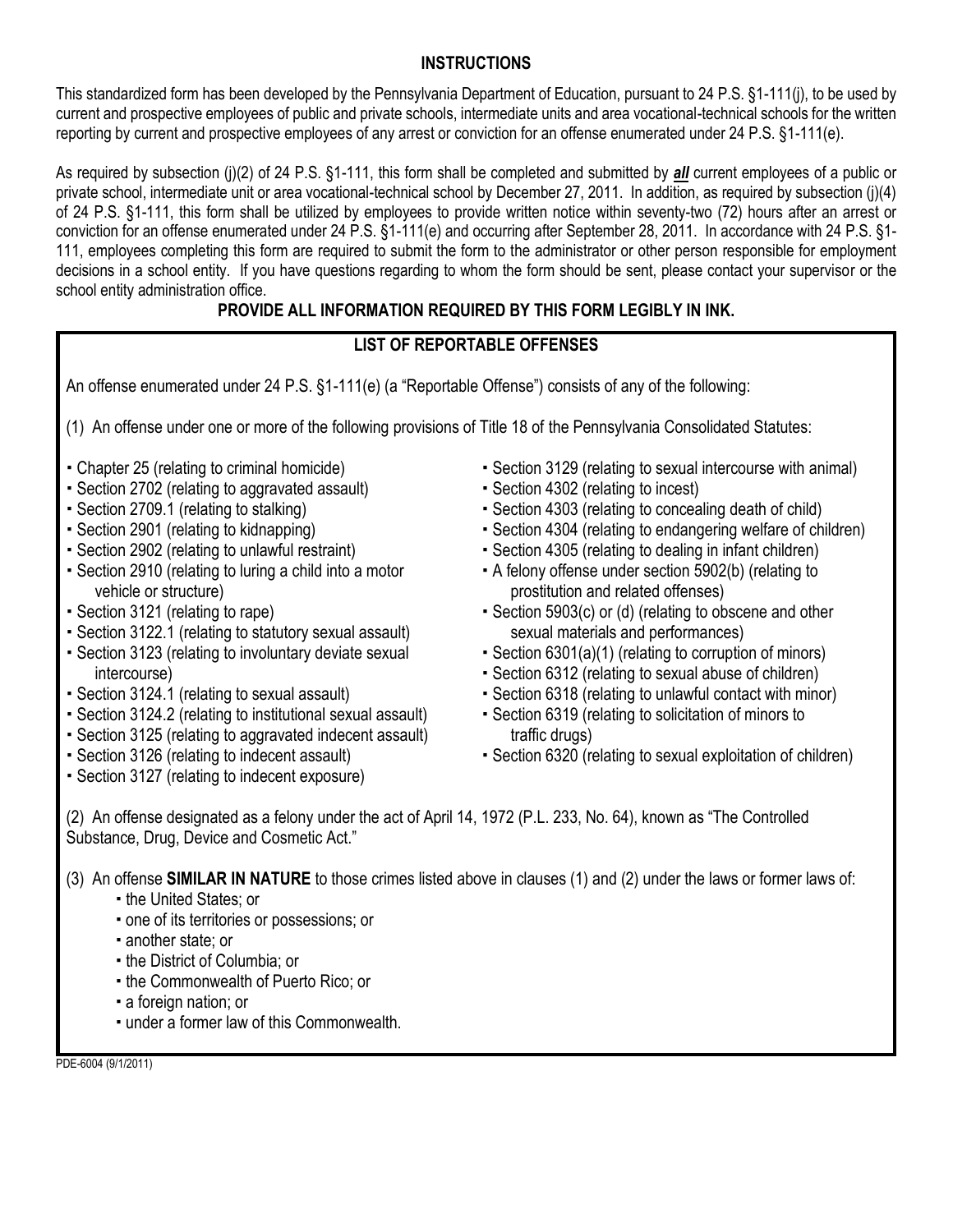## INSTRUCTIONS

This standardized form has been developed by the Pennsylvania Department of Education, pursuant to 24 P.S. §1-111(j), to be used by current and prospective employees of public and private schools, intermediate units and area vocational-technical schools for the written reporting by current and prospective employees of any arrest or conviction for an offense enumerated under 24 P.S. §1-111(e).

As required by subsection (j)(2) of 24 P.S. §1-111, this form shall be completed and submitted by ***all*** current employees of a public or private school, intermediate unit or area vocational-technical school by December 27, 2011. In addition, as required by subsection (j)(4) of 24 P.S. §1-111, this form shall be utilized by employees to provide written notice within seventy-two (72) hours after an arrest or conviction for an offense enumerated under 24 P.S. §1-111(e) and occurring after September 28, 2011. In accordance with 24 P.S. §1-111, employees completing this form are required to submit the form to the administrator or other person responsible for employment decisions in a school entity. If you have questions regarding to whom the form should be sent, please contact your supervisor or the school entity administration office.

**PROVIDE ALL INFORMATION REQUIRED BY THIS FORM LEGIBLY IN INK.**

### LIST OF REPORTABLE OFFENSES

An offense enumerated under 24 P.S. §1-111(e) (a "Reportable Offense") consists of any of the following:

(1) An offense under one or more of the following provisions of Title 18 of the Pennsylvania Consolidated Statutes:

- Chapter 25 (relating to criminal homicide)
- Section 2702 (relating to aggravated assault)
- Section 2709.1 (relating to stalking)
- Section 2901 (relating to kidnapping)
- Section 2902 (relating to unlawful restraint)
- Section 2910 (relating to luring a child into a motor vehicle or structure)
- Section 3121 (relating to rape)
- Section 3122.1 (relating to statutory sexual assault)
- Section 3123 (relating to involuntary deviate sexual intercourse)
- Section 3124.1 (relating to sexual assault)
- Section 3124.2 (relating to institutional sexual assault)
- Section 3125 (relating to aggravated indecent assault)
- Section 3126 (relating to indecent assault)
- Section 3127 (relating to indecent exposure)
- Section 3129 (relating to sexual intercourse with animal)
- Section 4302 (relating to incest)
- Section 4303 (relating to concealing death of child)
- Section 4304 (relating to endangering welfare of children)
- Section 4305 (relating to dealing in infant children)
- A felony offense under section 5902(b) (relating to prostitution and related offenses)
- Section 5903(c) or (d) (relating to obscene and other sexual materials and performances)
- Section 6301(a)(1) (relating to corruption of minors)
- Section 6312 (relating to sexual abuse of children)
- Section 6318 (relating to unlawful contact with minor)
- Section 6319 (relating to solicitation of minors to traffic drugs)
- Section 6320 (relating to sexual exploitation of children)

(2) An offense designated as a felony under the act of April 14, 1972 (P.L. 233, No. 64), known as "The Controlled Substance, Drug, Device and Cosmetic Act."

(3) An offense **SIMILAR IN NATURE** to those crimes listed above in clauses (1) and (2) under the laws or former laws of:

- the United States; or
- one of its territories or possessions; or
- another state; or
- the District of Columbia; or
- the Commonwealth of Puerto Rico; or
- a foreign nation; or
- under a former law of this Commonwealth.

PDE-6004 (9/1/2011)